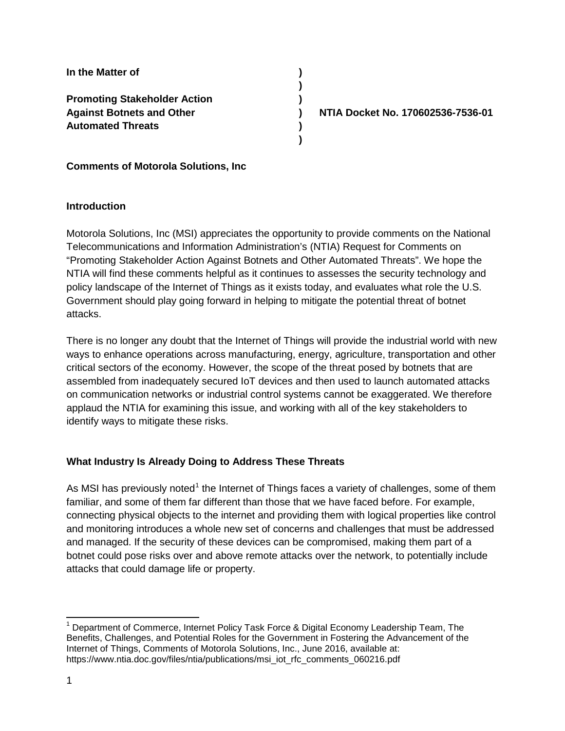**In the Matter of** )
)
**Promoting Stakeholder Action** )
**Against Botnets and Other** ) **NTIA Docket No. 170602536-7536-01**
**Automated Threats** )
)

**Comments of Motorola Solutions, Inc**

**Introduction**

Motorola Solutions, Inc (MSI) appreciates the opportunity to provide comments on the National Telecommunications and Information Administration's (NTIA) Request for Comments on "Promoting Stakeholder Action Against Botnets and Other Automated Threats". We hope the NTIA will find these comments helpful as it continues to assesses the security technology and policy landscape of the Internet of Things as it exists today, and evaluates what role the U.S. Government should play going forward in helping to mitigate the potential threat of botnet attacks.

There is no longer any doubt that the Internet of Things will provide the industrial world with new ways to enhance operations across manufacturing, energy, agriculture, transportation and other critical sectors of the economy. However, the scope of the threat posed by botnets that are assembled from inadequately secured IoT devices and then used to launch automated attacks on communication networks or industrial control systems cannot be exaggerated. We therefore applaud the NTIA for examining this issue, and working with all of the key stakeholders to identify ways to mitigate these risks.

**What Industry Is Already Doing to Address These Threats**

As MSI has previously noted[1] the Internet of Things faces a variety of challenges, some of them familiar, and some of them far different than those that we have faced before. For example, connecting physical objects to the internet and providing them with logical properties like control and monitoring introduces a whole new set of concerns and challenges that must be addressed and managed. If the security of these devices can be compromised, making them part of a botnet could pose risks over and above remote attacks over the network, to potentially include attacks that could damage life or property.

[1] Department of Commerce, Internet Policy Task Force & Digital Economy Leadership Team, The Benefits, Challenges, and Potential Roles for the Government in Fostering the Advancement of the Internet of Things, Comments of Motorola Solutions, Inc., June 2016, available at: https://www.ntia.doc.gov/files/ntia/publications/msi_iot_rfc_comments_060216.pdf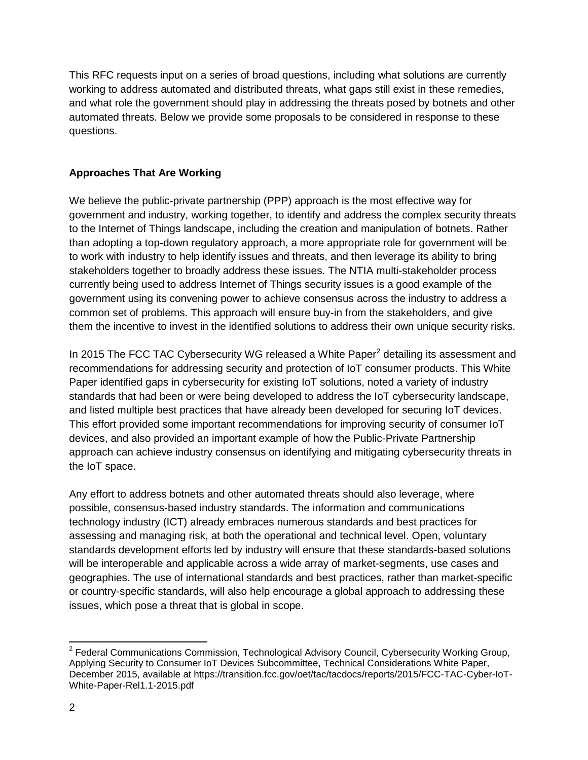This RFC requests input on a series of broad questions, including what solutions are currently working to address automated and distributed threats, what gaps still exist in these remedies, and what role the government should play in addressing the threats posed by botnets and other automated threats. Below we provide some proposals to be considered in response to these questions.

**Approaches That Are Working**

We believe the public-private partnership (PPP) approach is the most effective way for government and industry, working together, to identify and address the complex security threats to the Internet of Things landscape, including the creation and manipulation of botnets. Rather than adopting a top-down regulatory approach, a more appropriate role for government will be to work with industry to help identify issues and threats, and then leverage its ability to bring stakeholders together to broadly address these issues. The NTIA multi-stakeholder process currently being used to address Internet of Things security issues is a good example of the government using its convening power to achieve consensus across the industry to address a common set of problems. This approach will ensure buy-in from the stakeholders, and give them the incentive to invest in the identified solutions to address their own unique security risks.

In 2015 The FCC TAC Cybersecurity WG released a White Paper[2] detailing its assessment and recommendations for addressing security and protection of IoT consumer products. This White Paper identified gaps in cybersecurity for existing IoT solutions, noted a variety of industry standards that had been or were being developed to address the IoT cybersecurity landscape, and listed multiple best practices that have already been developed for securing IoT devices. This effort provided some important recommendations for improving security of consumer IoT devices, and also provided an important example of how the Public-Private Partnership approach can achieve industry consensus on identifying and mitigating cybersecurity threats in the IoT space.

Any effort to address botnets and other automated threats should also leverage, where possible, consensus-based industry standards. The information and communications technology industry (ICT) already embraces numerous standards and best practices for assessing and managing risk, at both the operational and technical level. Open, voluntary standards development efforts led by industry will ensure that these standards-based solutions will be interoperable and applicable across a wide array of market-segments, use cases and geographies. The use of international standards and best practices, rather than market-specific or country-specific standards, will also help encourage a global approach to addressing these issues, which pose a threat that is global in scope.

---

[2] Federal Communications Commission, Technological Advisory Council, Cybersecurity Working Group, Applying Security to Consumer IoT Devices Subcommittee, Technical Considerations White Paper, December 2015, available at https://transition.fcc.gov/oet/tac/tacdocs/reports/2015/FCC-TAC-Cyber-IoT-White-Paper-Rel1.1-2015.pdf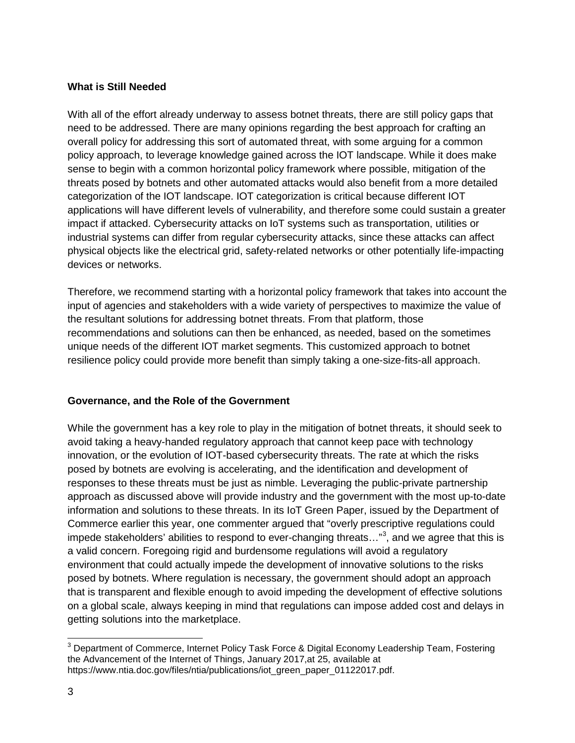**What is Still Needed**

With all of the effort already underway to assess botnet threats, there are still policy gaps that need to be addressed. There are many opinions regarding the best approach for crafting an overall policy for addressing this sort of automated threat, with some arguing for a common policy approach, to leverage knowledge gained across the IOT landscape. While it does make sense to begin with a common horizontal policy framework where possible, mitigation of the threats posed by botnets and other automated attacks would also benefit from a more detailed categorization of the IOT landscape. IOT categorization is critical because different IOT applications will have different levels of vulnerability, and therefore some could sustain a greater impact if attacked. Cybersecurity attacks on IoT systems such as transportation, utilities or industrial systems can differ from regular cybersecurity attacks, since these attacks can affect physical objects like the electrical grid, safety-related networks or other potentially life-impacting devices or networks.

Therefore, we recommend starting with a horizontal policy framework that takes into account the input of agencies and stakeholders with a wide variety of perspectives to maximize the value of the resultant solutions for addressing botnet threats. From that platform, those recommendations and solutions can then be enhanced, as needed, based on the sometimes unique needs of the different IOT market segments. This customized approach to botnet resilience policy could provide more benefit than simply taking a one-size-fits-all approach.

**Governance, and the Role of the Government**

While the government has a key role to play in the mitigation of botnet threats, it should seek to avoid taking a heavy-handed regulatory approach that cannot keep pace with technology innovation, or the evolution of IOT-based cybersecurity threats. The rate at which the risks posed by botnets are evolving is accelerating, and the identification and development of responses to these threats must be just as nimble. Leveraging the public-private partnership approach as discussed above will provide industry and the government with the most up-to-date information and solutions to these threats. In its IoT Green Paper, issued by the Department of Commerce earlier this year, one commenter argued that “overly prescriptive regulations could impede stakeholders’ abilities to respond to ever-changing threats…”[3], and we agree that this is a valid concern. Foregoing rigid and burdensome regulations will avoid a regulatory environment that could actually impede the development of innovative solutions to the risks posed by botnets. Where regulation is necessary, the government should adopt an approach that is transparent and flexible enough to avoid impeding the development of effective solutions on a global scale, always keeping in mind that regulations can impose added cost and delays in getting solutions into the marketplace.

---

[3] Department of Commerce, Internet Policy Task Force & Digital Economy Leadership Team, Fostering the Advancement of the Internet of Things, January 2017,at 25, available at https://www.ntia.doc.gov/files/ntia/publications/iot_green_paper_01122017.pdf.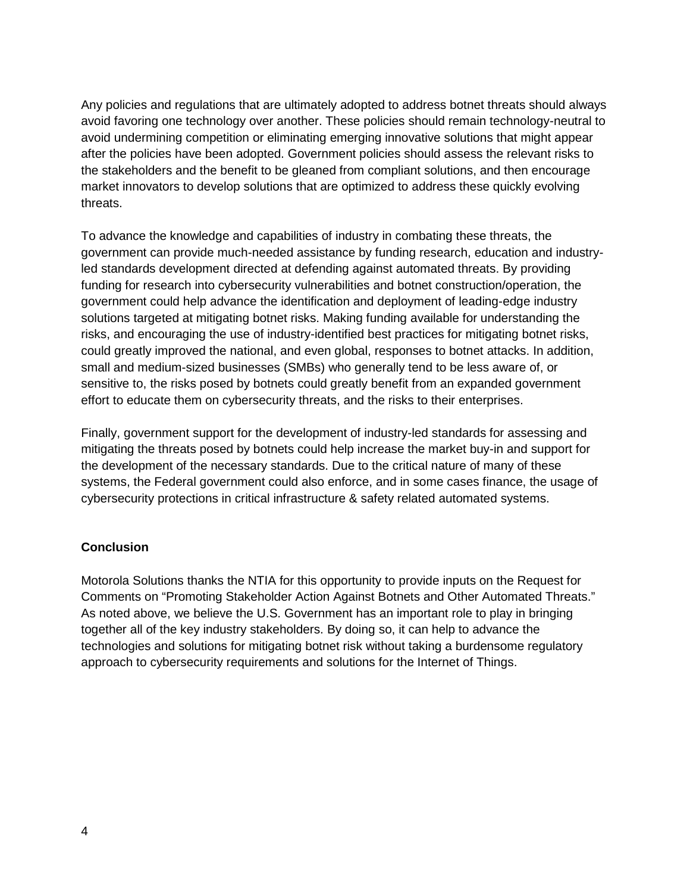Any policies and regulations that are ultimately adopted to address botnet threats should always avoid favoring one technology over another. These policies should remain technology-neutral to avoid undermining competition or eliminating emerging innovative solutions that might appear after the policies have been adopted. Government policies should assess the relevant risks to the stakeholders and the benefit to be gleaned from compliant solutions, and then encourage market innovators to develop solutions that are optimized to address these quickly evolving threats.

To advance the knowledge and capabilities of industry in combating these threats, the government can provide much-needed assistance by funding research, education and industry-led standards development directed at defending against automated threats. By providing funding for research into cybersecurity vulnerabilities and botnet construction/operation, the government could help advance the identification and deployment of leading-edge industry solutions targeted at mitigating botnet risks. Making funding available for understanding the risks, and encouraging the use of industry-identified best practices for mitigating botnet risks, could greatly improved the national, and even global, responses to botnet attacks. In addition, small and medium-sized businesses (SMBs) who generally tend to be less aware of, or sensitive to, the risks posed by botnets could greatly benefit from an expanded government effort to educate them on cybersecurity threats, and the risks to their enterprises.

Finally, government support for the development of industry-led standards for assessing and mitigating the threats posed by botnets could help increase the market buy-in and support for the development of the necessary standards. Due to the critical nature of many of these systems, the Federal government could also enforce, and in some cases finance, the usage of cybersecurity protections in critical infrastructure & safety related automated systems.

**Conclusion**

Motorola Solutions thanks the NTIA for this opportunity to provide inputs on the Request for Comments on "Promoting Stakeholder Action Against Botnets and Other Automated Threats." As noted above, we believe the U.S. Government has an important role to play in bringing together all of the key industry stakeholders. By doing so, it can help to advance the technologies and solutions for mitigating botnet risk without taking a burdensome regulatory approach to cybersecurity requirements and solutions for the Internet of Things.